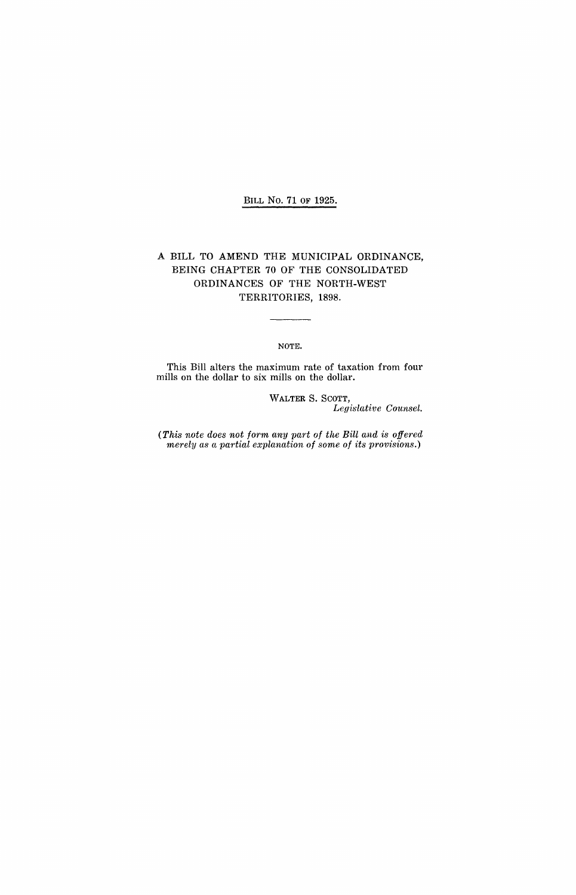BILL No. 71 OF 1925.

# A BILL TO AMEND THE MUNICIPAL ORDINANCE, BEING CHAPTER 70 OF THE CONSOLIDATED ORDINANCES OF THE NORTH-WEST TERRITORIES, 1898.

NOTE.

This Bill alters the maximum rate of taxation from four mills on the dollar to six mills on the dollar.

WALTER S. SCOTT,
*Legislative Counsel.*

*(This note does not form any part of the Bill and is offered merely as a partial explanation of some of its provisions.)*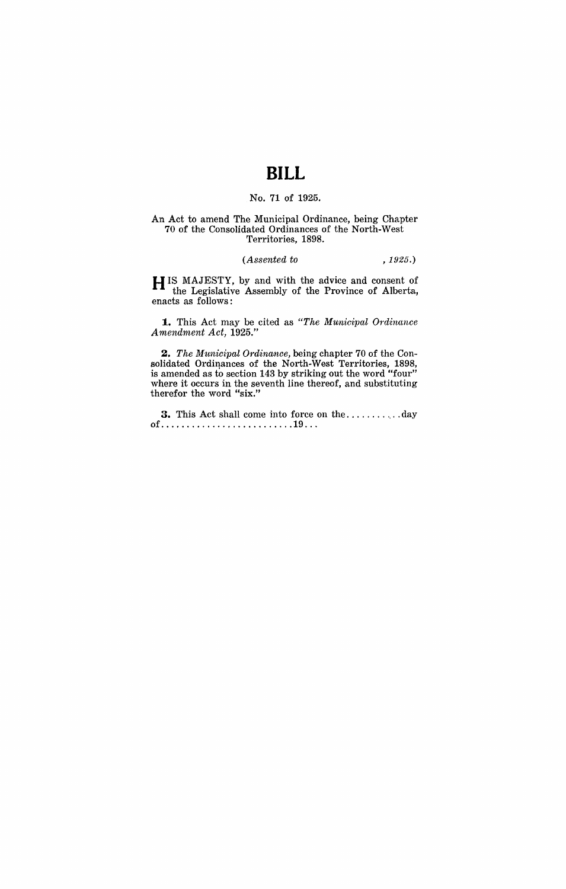# BILL

No. 71 of 1925.

An Act to amend The Municipal Ordinance, being Chapter 70 of the Consolidated Ordinances of the North-West Territories, 1898.

*(Assented to , 1925.)*

HIS MAJESTY, by and with the advice and consent of the Legislative Assembly of the Province of Alberta, enacts as follows:

**1.** This Act may be cited as *"The Municipal Ordinance Amendment Act,* 1925."

**2.** *The Municipal Ordinance,* being chapter 70 of the Consolidated Ordinances of the North-West Territories, 1898, is amended as to section 143 by striking out the word "four" where it occurs in the seventh line thereof, and substituting therefor the word "six."

**3.** This Act shall come into force on the..........day of..........................19...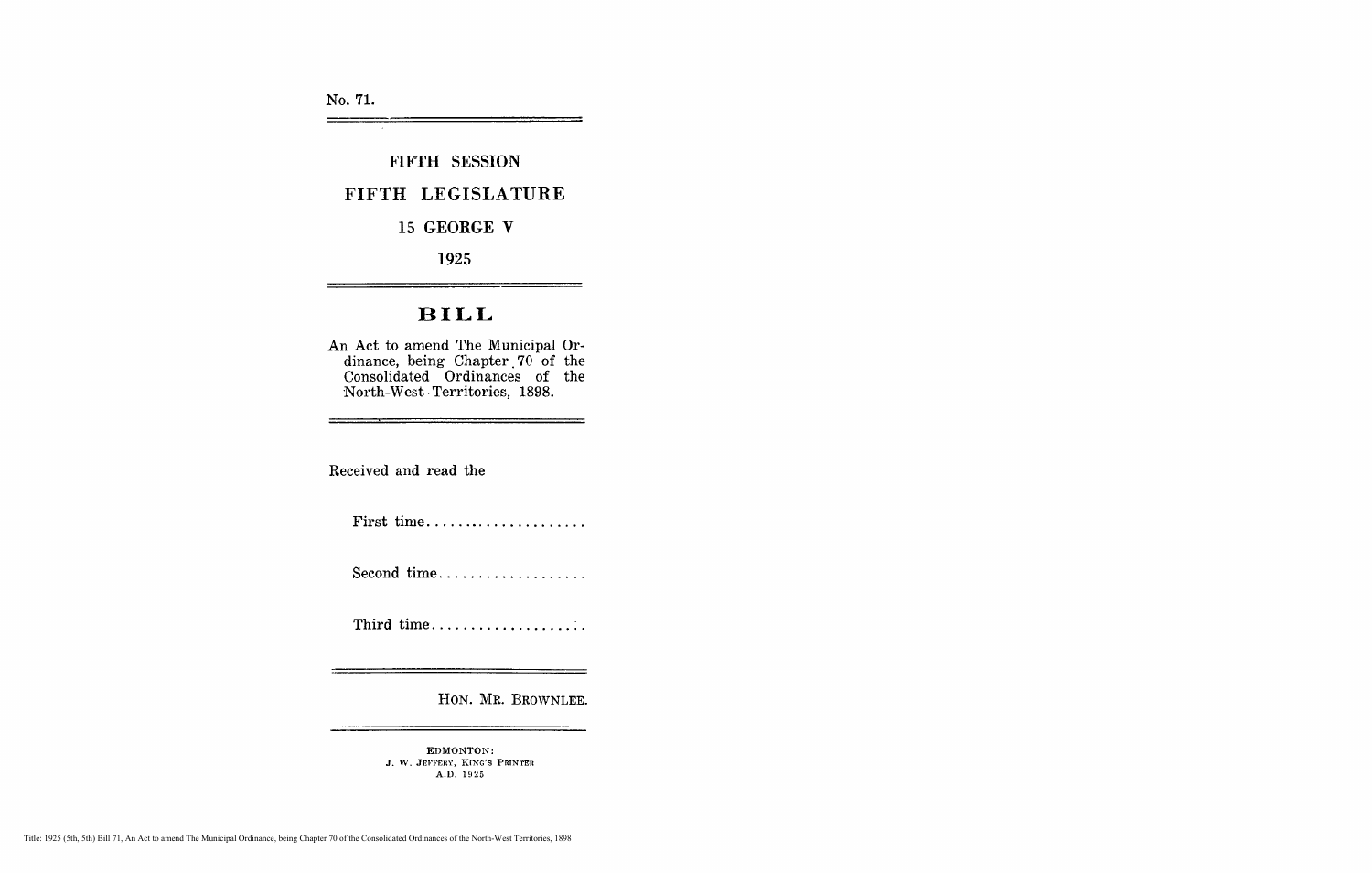No. 71.

FIFTH SESSION

FIFTH LEGISLATURE

15 GEORGE V

1925

# BILL

An Act to amend The Municipal Ordinance, being Chapter 70 of the Consolidated Ordinances of the North-West Territories, 1898.

Received and read the

First time....................

Second time...................

Third time...................

HON. MR. BROWNLEE.

EDMONTON:
J. W. JEFFERY, KING'S PRINTER
A.D. 1925

Title: 1925 (5th, 5th) Bill 71, An Act to amend The Municipal Ordinance, being Chapter 70 of the Consolidated Ordinances of the North-West Territories, 1898